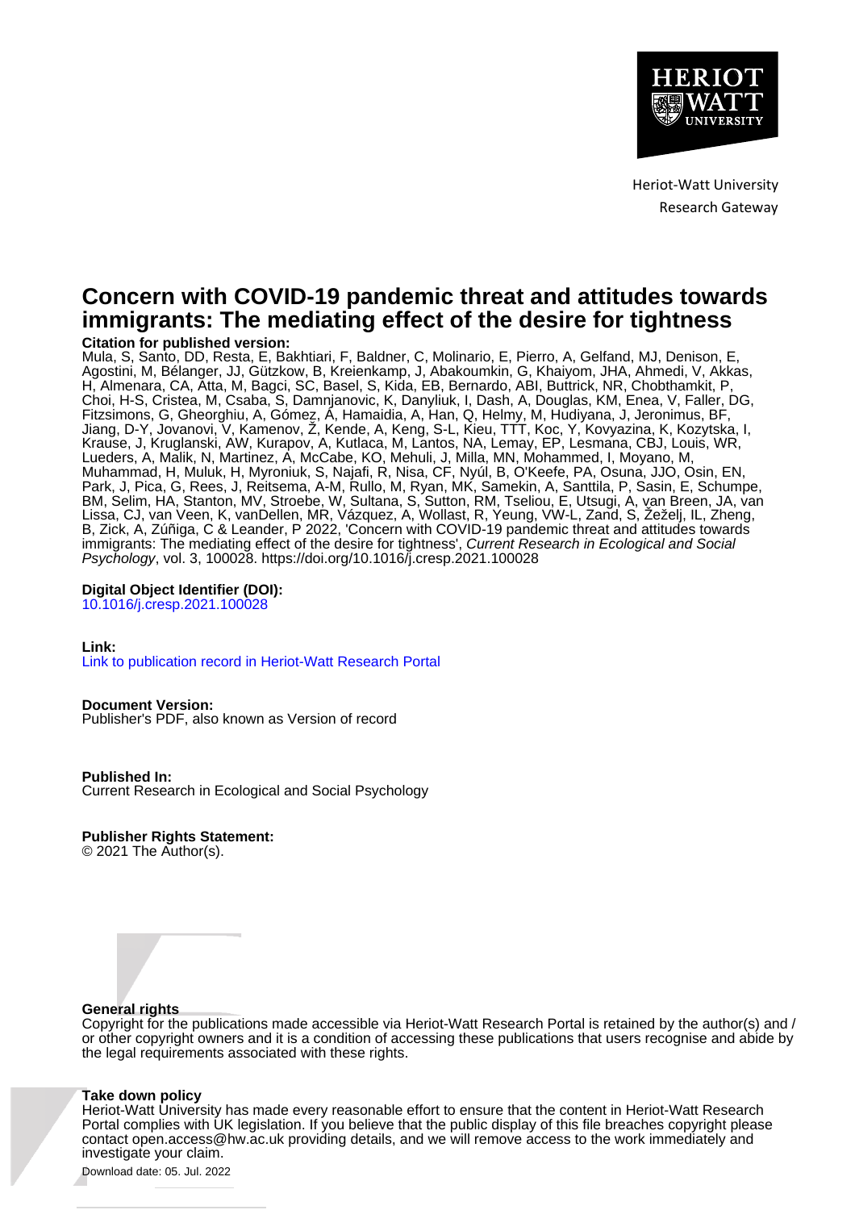Heriot-Watt University
Research Gateway

# Concern with COVID-19 pandemic threat and attitudes towards immigrants: The mediating effect of the desire for tightness

**Citation for published version:**
Mula, S, Santo, DD, Resta, E, Bakhtiari, F, Baldner, C, Molinario, E, Pierro, A, Gelfand, MJ, Denison, E, Agostini, M, Bélanger, JJ, Gützkow, B, Kreienkamp, J, Abakoumkin, G, Khaiyom, JHA, Ahmedi, V, Akkas, H, Almenara, CA, Atta, M, Bagci, SC, Basel, S, Kida, EB, Bernardo, ABI, Buttrick, NR, Chobthamkit, P, Choi, H-S, Cristea, M, Csaba, S, Damnjanovic, K, Danyliuk, I, Dash, A, Douglas, KM, Enea, V, Faller, DG, Fitzsimons, G, Gheorghiu, A, Gómez, Á, Hamaidia, A, Han, Q, Helmy, M, Hudiyana, J, Jeronimus, BF, Jiang, D-Y, Jovanovi, V, Kamenov, Ž, Kende, A, Keng, S-L, Kieu, TTT, Koc, Y, Kovyazina, K, Kozytska, I, Krause, J, Kruglanski, AW, Kurapov, A, Kutlaca, M, Lantos, NA, Lemay, EP, Lesmana, CBJ, Louis, WR, Lueders, A, Malik, N, Martinez, A, McCabe, KO, Mehuli, J, Milla, MN, Mohammed, I, Moyano, M, Muhammad, H, Muluk, H, Myroniuk, S, Najafi, R, Nisa, CF, Nyúl, B, O'Keefe, PA, Osuna, JJO, Osin, EN, Park, J, Pica, G, Rees, J, Reitsema, A-M, Rullo, M, Ryan, MK, Samekin, A, Santtila, P, Sasin, E, Schumpe, BM, Selim, HA, Stanton, MV, Stroebe, W, Sultana, S, Sutton, RM, Tseliou, E, Utsugi, A, van Breen, JA, van Lissa, CJ, van Veen, K, vanDellen, MR, Vázquez, A, Wollast, R, Yeung, VW-L, Zand, S, Žeželj, IL, Zheng, B, Zick, A, Zúñiga, C & Leander, P 2022, 'Concern with COVID-19 pandemic threat and attitudes towards immigrants: The mediating effect of the desire for tightness', *Current Research in Ecological and Social Psychology*, vol. 3, 100028. https://doi.org/10.1016/j.cresp.2021.100028

**Digital Object Identifier (DOI):**
10.1016/j.cresp.2021.100028

**Link:**
Link to publication record in Heriot-Watt Research Portal

**Document Version:**
Publisher's PDF, also known as Version of record

**Published In:**
Current Research in Ecological and Social Psychology

**Publisher Rights Statement:**
© 2021 The Author(s).

**General rights**
Copyright for the publications made accessible via Heriot-Watt Research Portal is retained by the author(s) and / or other copyright owners and it is a condition of accessing these publications that users recognise and abide by the legal requirements associated with these rights.

**Take down policy**
Heriot-Watt University has made every reasonable effort to ensure that the content in Heriot-Watt Research Portal complies with UK legislation. If you believe that the public display of this file breaches copyright please contact open.access@hw.ac.uk providing details, and we will remove access to the work immediately and investigate your claim.

Download date: 05. Jul. 2022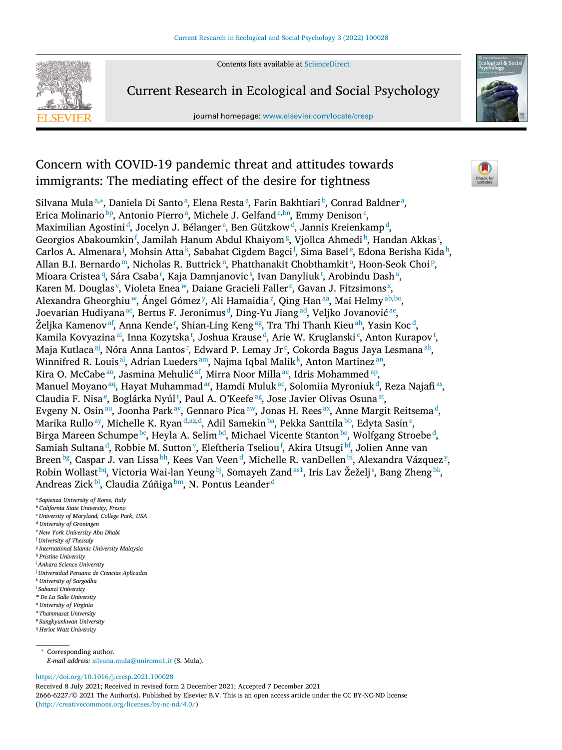Contents lists available at ScienceDirect

# Current Research in Ecological and Social Psychology

journal homepage: www.elsevier.com/locate/cresp

# Concern with COVID-19 pandemic threat and attitudes towards immigrants: The mediating effect of the desire for tightness

Silvana Mula[a,*], Daniela Di Santo[a], Elena Resta[a], Farin Bakhtiari[b], Conrad Baldner[a], Erica Molinario[bp], Antonio Pierro[a], Michele J. Gelfand[c,bn], Emmy Denison[c], Maximilian Agostini[d], Jocelyn J. Bélanger[e], Ben Gützkow[d], Jannis Kreienkamp[d], Georgios Abakoumkin[f], Jamilah Hanum Abdul Khaiyom[g], Vjollca Ahmedi[h], Handan Akkas[i], Carlos A. Almenara[j], Mohsin Atta[k], Sabahat Cigdem Bagci[l], Sima Basel[e], Edona Berisha Kida[h], Allan B.I. Bernardo[m], Nicholas R. Buttrick[n], Phatthanakit Chobthamkit[o], Hoon-Seok Choi[p], Mioara Cristea[q], Sára Csaba[r], Kaja Damnjanovic[s], Ivan Danyliuk[t], Arobindu Dash[u], Karen M. Douglas[v], Violeta Enea[w], Daiane Gracieli Faller[e], Gavan J. Fitzsimons[x], Alexandra Gheorghiu[w], Ángel Gómez[y], Ali Hamaidia[z], Qing Han[aa], Mai Helmy[ab,bo], Joevarian Hudiyana[ac], Bertus F. Jeronimus[d], Ding-Yu Jiang[ad], Veljko Jovanović[ae], Željka Kamenov[af], Anna Kende[r], Shian-Ling Keng[ag], Tra Thi Thanh Kieu[ah], Yasin Koc[d], Kamila Kovyazina[ai], Inna Kozytska[t], Joshua Krause[d], Arie W. Kruglanski[c], Anton Kurapov[t], Maja Kutlaca[aj], Nóra Anna Lantos[r], Edward P. Lemay Jr[c], Cokorda Bagus Jaya Lesmana[ak], Winnifred R. Louis[al], Adrian Lueders[am], Najma Iqbal Malik[k], Anton Martinez[an], Kira O. McCabe[ao], Jasmina Mehulić[af], Mirra Noor Milla[ac], Idris Mohammed[ap], Manuel Moyano[aq], Hayat Muhammad[ar], Hamdi Muluk[ac], Solomiia Myroniuk[d], Reza Najafi[as], Claudia F. Nisa[e], Boglárka Nyúl[r], Paul A. O'Keefe[ag], Jose Javier Olivas Osuna[at], Evgeny N. Osin[au], Joonha Park[av], Gennaro Pica[aw], Jonas H. Rees[ax], Anne Margit Reitsema[d], Marika Rullo[ay], Michelle K. Ryan[d,az,d], Adil Samekin[ba], Pekka Santtila[bb], Edyta Sasin[e], Birga Mareen Schumpe[bc], Heyla A. Selim[bd], Michael Vicente Stanton[be], Wolfgang Stroebe[d], Samiah Sultana[d], Robbie M. Sutton[v], Eleftheria Tseliou[f], Akira Utsugi[bf], Jolien Anne van Breen[bg], Caspar J. van Lissa[bh], Kees Van Veen[d], Michelle R. vanDellen[bi], Alexandra Vázquez[y], Robin Wollast[bq], Victoria Wai-lan Yeung[bj], Somayeh Zand[as1], Iris Lav Žeželj[s], Bang Zheng[bk], Andreas Zick[bl], Claudia Zúñiga[bm], N. Pontus Leander[d]

[a] *Sapienza University of Rome, Italy*
[b] *California State University, Fresno*
[c] *University of Maryland, College Park, USA*
[d] *University of Groningen*
[e] *New York University Abu Dhabi*
[f] *University of Thessaly*
[g] *International Islamic University Malaysia*
[h] *Pristine University*
[i] *Ankara Science University*
[j] *Universidad Peruana de Ciencias Aplicadas*
[k] *University of Sargodha*
[l] *Sabanci University*
[m] *De La Salle University*
[n] *University of Virginia*
[o] *Thammasat University*
[p] *Sungkyunkwan University*
[q] *Heriot Watt University*

* Corresponding author.
*E-mail address:* silvana.mula@uniroma1.it (S. Mula).

https://doi.org/10.1016/j.cresp.2021.100028
Received 8 July 2021; Received in revised form 2 December 2021; Accepted 7 December 2021
2666-6227/© 2021 The Author(s). Published by Elsevier B.V. This is an open access article under the CC BY-NC-ND license (http://creativecommons.org/licenses/by-nc-nd/4.0/)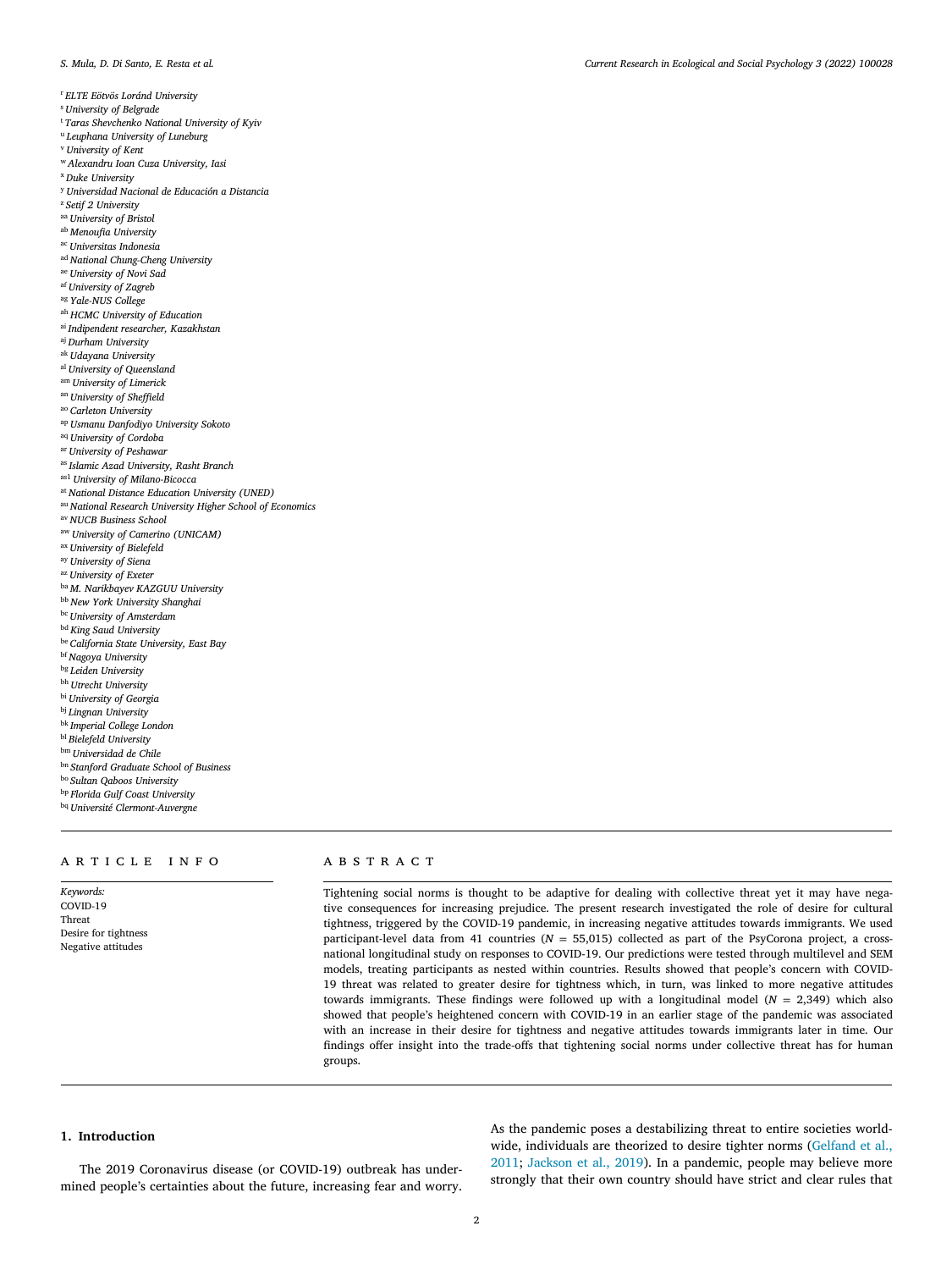[r] ELTE Eötvös Loránd University
[s] University of Belgrade
[t] Taras Shevchenko National University of Kyiv
[u] Leuphana University of Luneburg
[v] University of Kent
[w] Alexandru Ioan Cuza University, Iasi
[x] Duke University
[y] Universidad Nacional de Educación a Distancia
[z] Setif 2 University
[aa] University of Bristol
[ab] Menoufia University
[ac] Universitas Indonesia
[ad] National Chung-Cheng University
[ae] University of Novi Sad
[af] University of Zagreb
[ag] Yale-NUS College
[ah] HCMC University of Education
[ai] Indipendent researcher, Kazakhstan
[aj] Durham University
[ak] Udayana University
[al] University of Queensland
[am] University of Limerick
[an] University of Sheffield
[ao] Carleton University
[ap] Usmanu Danfodiyo University Sokoto
[aq] University of Cordoba
[ar] University of Peshawar
[as] Islamic Azad University, Rasht Branch
[as1] University of Milano-Bicocca
[at] National Distance Education University (UNED)
[au] National Research University Higher School of Economics
[av] NUCB Business School
[aw] University of Camerino (UNICAM)
[ax] University of Bielefeld
[ay] University of Siena
[az] University of Exeter
[ba] M. Narikbayev KAZGUU University
[bb] New York University Shanghai
[bc] University of Amsterdam
[bd] King Saud University
[be] California State University, East Bay
[bf] Nagoya University
[bg] Leiden University
[bh] Utrecht University
[bi] University of Georgia
[bj] Lingnan University
[bk] Imperial College London
[bl] Bielefeld University
[bm] Universidad de Chile
[bn] Stanford Graduate School of Business
[bo] Sultan Qaboos University
[bp] Florida Gulf Coast University
[bq] Université Clermont-Auvergne

## ARTICLE INFO

*Keywords:*
COVID-19
Threat
Desire for tightness
Negative attitudes

## ABSTRACT

Tightening social norms is thought to be adaptive for dealing with collective threat yet it may have negative consequences for increasing prejudice. The present research investigated the role of desire for cultural tightness, triggered by the COVID-19 pandemic, in increasing negative attitudes towards immigrants. We used participant-level data from 41 countries ($N$ = 55,015) collected as part of the PsyCorona project, a cross-national longitudinal study on responses to COVID-19. Our predictions were tested through multilevel and SEM models, treating participants as nested within countries. Results showed that people's concern with COVID-19 threat was related to greater desire for tightness which, in turn, was linked to more negative attitudes towards immigrants. These findings were followed up with a longitudinal model ($N$ = 2,349) which also showed that people's heightened concern with COVID-19 in an earlier stage of the pandemic was associated with an increase in their desire for tightness and negative attitudes towards immigrants later in time. Our findings offer insight into the trade-offs that tightening social norms under collective threat has for human groups.

## 1. Introduction

The 2019 Coronavirus disease (or COVID-19) outbreak has undermined people's certainties about the future, increasing fear and worry. As the pandemic poses a destabilizing threat to entire societies worldwide, individuals are theorized to desire tighter norms (Gelfand et al., 2011; Jackson et al., 2019). In a pandemic, people may believe more strongly that their own country should have strict and clear rules that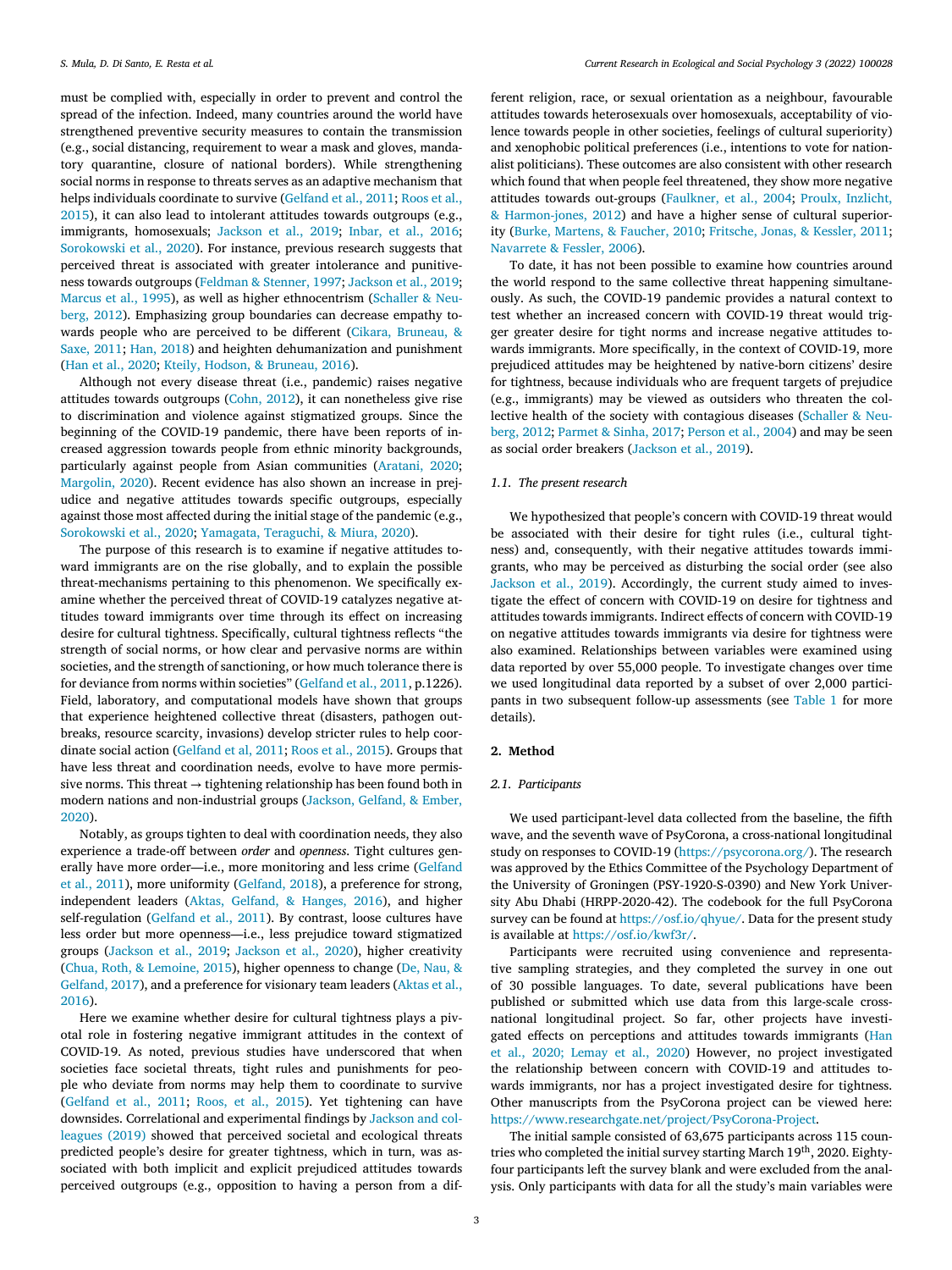must be complied with, especially in order to prevent and control the spread of the infection. Indeed, many countries around the world have strengthened preventive security measures to contain the transmission (e.g., social distancing, requirement to wear a mask and gloves, mandatory quarantine, closure of national borders). While strengthening social norms in response to threats serves as an adaptive mechanism that helps individuals coordinate to survive (Gelfand et al., 2011; Roos et al., 2015), it can also lead to intolerant attitudes towards outgroups (e.g., immigrants, homosexuals; Jackson et al., 2019; Inbar, et al., 2016; Sorokowski et al., 2020). For instance, previous research suggests that perceived threat is associated with greater intolerance and punitiveness towards outgroups (Feldman & Stenner, 1997; Jackson et al., 2019; Marcus et al., 1995), as well as higher ethnocentrism (Schaller & Neuberg, 2012). Emphasizing group boundaries can decrease empathy towards people who are perceived to be different (Cikara, Bruneau, & Saxe, 2011; Han, 2018) and heighten dehumanization and punishment (Han et al., 2020; Kteily, Hodson, & Bruneau, 2016).

Although not every disease threat (i.e., pandemic) raises negative attitudes towards outgroups (Cohn, 2012), it can nonetheless give rise to discrimination and violence against stigmatized groups. Since the beginning of the COVID-19 pandemic, there have been reports of increased aggression towards people from ethnic minority backgrounds, particularly against people from Asian communities (Aratani, 2020; Margolin, 2020). Recent evidence has also shown an increase in prejudice and negative attitudes towards specific outgroups, especially against those most affected during the initial stage of the pandemic (e.g., Sorokowski et al., 2020; Yamagata, Teraguchi, & Miura, 2020).

The purpose of this research is to examine if negative attitudes toward immigrants are on the rise globally, and to explain the possible threat-mechanisms pertaining to this phenomenon. We specifically examine whether the perceived threat of COVID-19 catalyzes negative attitudes toward immigrants over time through its effect on increasing desire for cultural tightness. Specifically, cultural tightness reflects "the strength of social norms, or how clear and pervasive norms are within societies, and the strength of sanctioning, or how much tolerance there is for deviance from norms within societies" (Gelfand et al., 2011, p.1226). Field, laboratory, and computational models have shown that groups that experience heightened collective threat (disasters, pathogen outbreaks, resource scarcity, invasions) develop stricter rules to help coordinate social action (Gelfand et al, 2011; Roos et al., 2015). Groups that have less threat and coordination needs, evolve to have more permissive norms. This threat → tightening relationship has been found both in modern nations and non-industrial groups (Jackson, Gelfand, & Ember, 2020).

Notably, as groups tighten to deal with coordination needs, they also experience a trade-off between *order* and *openness*. Tight cultures generally have more order—i.e., more monitoring and less crime (Gelfand et al., 2011), more uniformity (Gelfand, 2018), a preference for strong, independent leaders (Aktas, Gelfand, & Hanges, 2016), and higher self-regulation (Gelfand et al., 2011). By contrast, loose cultures have less order but more openness—i.e., less prejudice toward stigmatized groups (Jackson et al., 2019; Jackson et al., 2020), higher creativity (Chua, Roth, & Lemoine, 2015), higher openness to change (De, Nau, & Gelfand, 2017), and a preference for visionary team leaders (Aktas et al., 2016).

Here we examine whether desire for cultural tightness plays a pivotal role in fostering negative immigrant attitudes in the context of COVID-19. As noted, previous studies have underscored that when societies face societal threats, tight rules and punishments for people who deviate from norms may help them to coordinate to survive (Gelfand et al., 2011; Roos, et al., 2015). Yet tightening can have downsides. Correlational and experimental findings by Jackson and colleagues (2019) showed that perceived societal and ecological threats predicted people's desire for greater tightness, which in turn, was associated with both implicit and explicit prejudiced attitudes towards perceived outgroups (e.g., opposition to having a person from a different religion, race, or sexual orientation as a neighbour, favourable attitudes towards heterosexuals over homosexuals, acceptability of violence towards people in other societies, feelings of cultural superiority) and xenophobic political preferences (i.e., intentions to vote for nationalist politicians). These outcomes are also consistent with other research which found that when people feel threatened, they show more negative attitudes towards out-groups (Faulkner, et al., 2004; Proulx, Inzlicht, & Harmon-jones, 2012) and have a higher sense of cultural superiority (Burke, Martens, & Faucher, 2010; Fritsche, Jonas, & Kessler, 2011; Navarrete & Fessler, 2006).

To date, it has not been possible to examine how countries around the world respond to the same collective threat happening simultaneously. As such, the COVID-19 pandemic provides a natural context to test whether an increased concern with COVID-19 threat would trigger greater desire for tight norms and increase negative attitudes towards immigrants. More specifically, in the context of COVID-19, more prejudiced attitudes may be heightened by native-born citizens' desire for tightness, because individuals who are frequent targets of prejudice (e.g., immigrants) may be viewed as outsiders who threaten the collective health of the society with contagious diseases (Schaller & Neuberg, 2012; Parmet & Sinha, 2017; Person et al., 2004) and may be seen as social order breakers (Jackson et al., 2019).

### 1.1. The present research

We hypothesized that people's concern with COVID-19 threat would be associated with their desire for tight rules (i.e., cultural tightness) and, consequently, with their negative attitudes towards immigrants, who may be perceived as disturbing the social order (see also Jackson et al., 2019). Accordingly, the current study aimed to investigate the effect of concern with COVID-19 on desire for tightness and attitudes towards immigrants. Indirect effects of concern with COVID-19 on negative attitudes towards immigrants via desire for tightness were also examined. Relationships between variables were examined using data reported by over 55,000 people. To investigate changes over time we used longitudinal data reported by a subset of over 2,000 participants in two subsequent follow-up assessments (see Table 1 for more details).

## 2. Method

### 2.1. Participants

We used participant-level data collected from the baseline, the fifth wave, and the seventh wave of PsyCorona, a cross-national longitudinal study on responses to COVID-19 (https://psycorona.org/). The research was approved by the Ethics Committee of the Psychology Department of the University of Groningen (PSY-1920-S-0390) and New York University Abu Dhabi (HRPP-2020-42). The codebook for the full PsyCorona survey can be found at https://osf.io/qhyue/. Data for the present study is available at https://osf.io/kwf3r/.

Participants were recruited using convenience and representative sampling strategies, and they completed the survey in one out of 30 possible languages. To date, several publications have been published or submitted which use data from this large-scale cross-national longitudinal project. So far, other projects have investigated effects on perceptions and attitudes towards immigrants (Han et al., 2020; Lemay et al., 2020) However, no project investigated the relationship between concern with COVID-19 and attitudes towards immigrants, nor has a project investigated desire for tightness. Other manuscripts from the PsyCorona project can be viewed here: https://www.researchgate.net/project/PsyCorona-Project.

The initial sample consisted of 63,675 participants across 115 countries who completed the initial survey starting March 19th, 2020. Eighty-four participants left the survey blank and were excluded from the analysis. Only participants with data for all the study's main variables were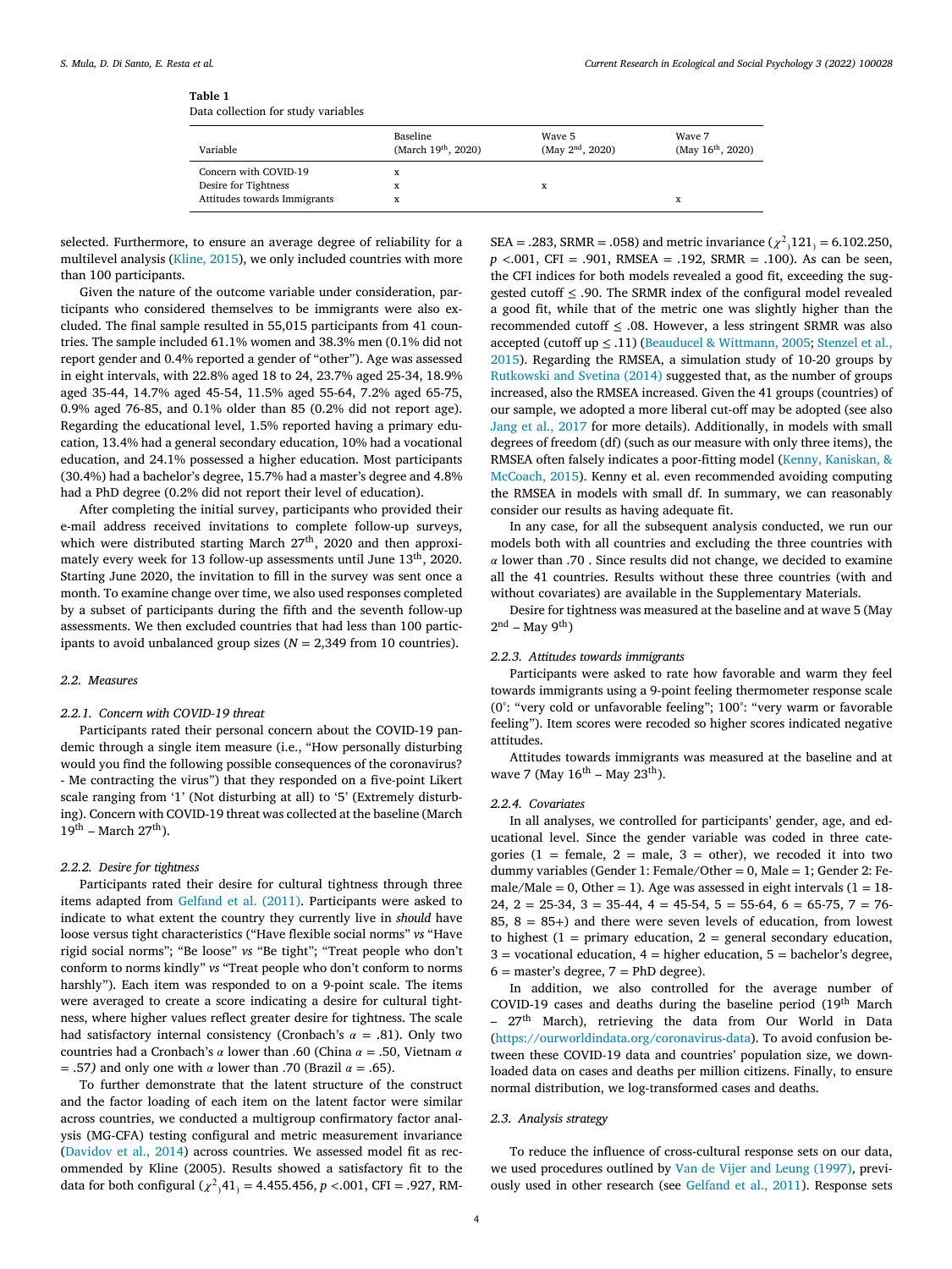**Table 1**
Data collection for study variables

| Variable | Baseline (March 19th, 2020) | Wave 5 (May 2nd, 2020) | Wave 7 (May 16th, 2020) |
|---|---|---|---|
| Concern with COVID-19 | x | | |
| Desire for Tightness | x | x | |
| Attitudes towards Immigrants | x | | x |

selected. Furthermore, to ensure an average degree of reliability for a multilevel analysis (Kline, 2015), we only included countries with more than 100 participants.

Given the nature of the outcome variable under consideration, participants who considered themselves to be immigrants were also excluded. The final sample resulted in 55,015 participants from 41 countries. The sample included 61.1% women and 38.3% men (0.1% did not report gender and 0.4% reported a gender of "other"). Age was assessed in eight intervals, with 22.8% aged 18 to 24, 23.7% aged 25-34, 18.9% aged 35-44, 14.7% aged 45-54, 11.5% aged 55-64, 7.2% aged 65-75, 0.9% aged 76-85, and 0.1% older than 85 (0.2% did not report age). Regarding the educational level, 1.5% reported having a primary education, 13.4% had a general secondary education, 10% had a vocational education, and 24.1% possessed a higher education. Most participants (30.4%) had a bachelor's degree, 15.7% had a master's degree and 4.8% had a PhD degree (0.2% did not report their level of education).

After completing the initial survey, participants who provided their e-mail address received invitations to complete follow-up surveys, which were distributed starting March 27th, 2020 and then approximately every week for 13 follow-up assessments until June 13th, 2020. Starting June 2020, the invitation to fill in the survey was sent once a month. To examine change over time, we also used responses completed by a subset of participants during the fifth and the seventh follow-up assessments. We then excluded countries that had less than 100 participants to avoid unbalanced group sizes ($N$ = 2,349 from 10 countries).

### 2.2. Measures

#### 2.2.1. Concern with COVID-19 threat

Participants rated their personal concern about the COVID-19 pandemic through a single item measure (i.e., "How personally disturbing would you find the following possible consequences of the coronavirus? - Me contracting the virus") that they responded on a five-point Likert scale ranging from '1' (Not disturbing at all) to '5' (Extremely disturbing). Concern with COVID-19 threat was collected at the baseline (March 19th – March 27th).

#### 2.2.2. Desire for tightness

Participants rated their desire for cultural tightness through three items adapted from Gelfand et al. (2011). Participants were asked to indicate to what extent the country they currently live in *should* have loose versus tight characteristics ("Have flexible social norms" *vs* "Have rigid social norms"; "Be loose" *vs* "Be tight"; "Treat people who don't conform to norms kindly" *vs* "Treat people who don't conform to norms harshly"). Each item was responded to on a 9-point scale. The items were averaged to create a score indicating a desire for cultural tightness, where higher values reflect greater desire for tightness. The scale had satisfactory internal consistency (Cronbach's $\alpha$ = .81). Only two countries had a Cronbach's $\alpha$ lower than .60 (China $\alpha$ = .50, Vietnam $\alpha$ = .57*)* and only one with $\alpha$ lower than .70 (Brazil $\alpha$ = .65).

To further demonstrate that the latent structure of the construct and the factor loading of each item on the latent factor were similar across countries, we conducted a multigroup confirmatory factor analysis (MG-CFA) testing configural and metric measurement invariance (Davidov et al., 2014) across countries. We assessed model fit as recommended by Kline (2005). Results showed a satisfactory fit to the data for both configural ($\chi^2{}_{)}41_{)}$ = 4.455.456, $p$ <.001, CFI = .927, RMSEA = .283, SRMR = .058) and metric invariance ($\chi^2{}_{)}121_{)}$ = 6.102.250, $p$ <.001, CFI = .901, RMSEA = .192, SRMR = .100). As can be seen, the CFI indices for both models revealed a good fit, exceeding the suggested cutoff ≤ .90. The SRMR index of the configural model revealed a good fit, while that of the metric one was slightly higher than the recommended cutoff ≤ .08. However, a less stringent SRMR was also accepted (cutoff up ≤ .11) (Beauducel & Wittmann, 2005; Stenzel et al., 2015). Regarding the RMSEA, a simulation study of 10-20 groups by Rutkowski and Svetina (2014) suggested that, as the number of groups increased, also the RMSEA increased. Given the 41 groups (countries) of our sample, we adopted a more liberal cut-off may be adopted (see also Jang et al., 2017 for more details). Additionally, in models with small degrees of freedom (df) (such as our measure with only three items), the RMSEA often falsely indicates a poor-fitting model (Kenny, Kaniskan, & McCoach, 2015). Kenny et al. even recommended avoiding computing the RMSEA in models with small df. In summary, we can reasonably consider our results as having adequate fit.

In any case, for all the subsequent analysis conducted, we run our models both with all countries and excluding the three countries with $\alpha$ lower than .70 . Since results did not change, we decided to examine all the 41 countries. Results without these three countries (with and without covariates) are available in the Supplementary Materials.

Desire for tightness was measured at the baseline and at wave 5 (May 2nd – May 9th)

#### 2.2.3. Attitudes towards immigrants

Participants were asked to rate how favorable and warm they feel towards immigrants using a 9-point feeling thermometer response scale (0°: "very cold or unfavorable feeling"; 100°: "very warm or favorable feeling"). Item scores were recoded so higher scores indicated negative attitudes.

Attitudes towards immigrants was measured at the baseline and at wave 7 (May 16th – May 23th).

#### 2.2.4. Covariates

In all analyses, we controlled for participants' gender, age, and educational level. Since the gender variable was coded in three categories (1 = female, 2 = male, 3 = other), we recoded it into two dummy variables (Gender 1: Female/Other = 0, Male = 1; Gender 2: Female/Male = 0, Other = 1). Age was assessed in eight intervals (1 = 18-24, 2 = 25-34, 3 = 35-44, 4 = 45-54, 5 = 55-64, 6 = 65-75, 7 = 76-85, 8 = 85+) and there were seven levels of education, from lowest to highest (1 = primary education, 2 = general secondary education, 3 = vocational education, 4 = higher education, 5 = bachelor's degree, 6 = master's degree, 7 = PhD degree).

In addition, we also controlled for the average number of COVID-19 cases and deaths during the baseline period (19th March – 27th March), retrieving the data from Our World in Data (https://ourworldindata.org/coronavirus-data). To avoid confusion between these COVID-19 data and countries' population size, we downloaded data on cases and deaths per million citizens. Finally, to ensure normal distribution, we log-transformed cases and deaths.

### 2.3. Analysis strategy

To reduce the influence of cross-cultural response sets on our data, we used procedures outlined by Van de Vijer and Leung (1997), previously used in other research (see Gelfand et al., 2011). Response sets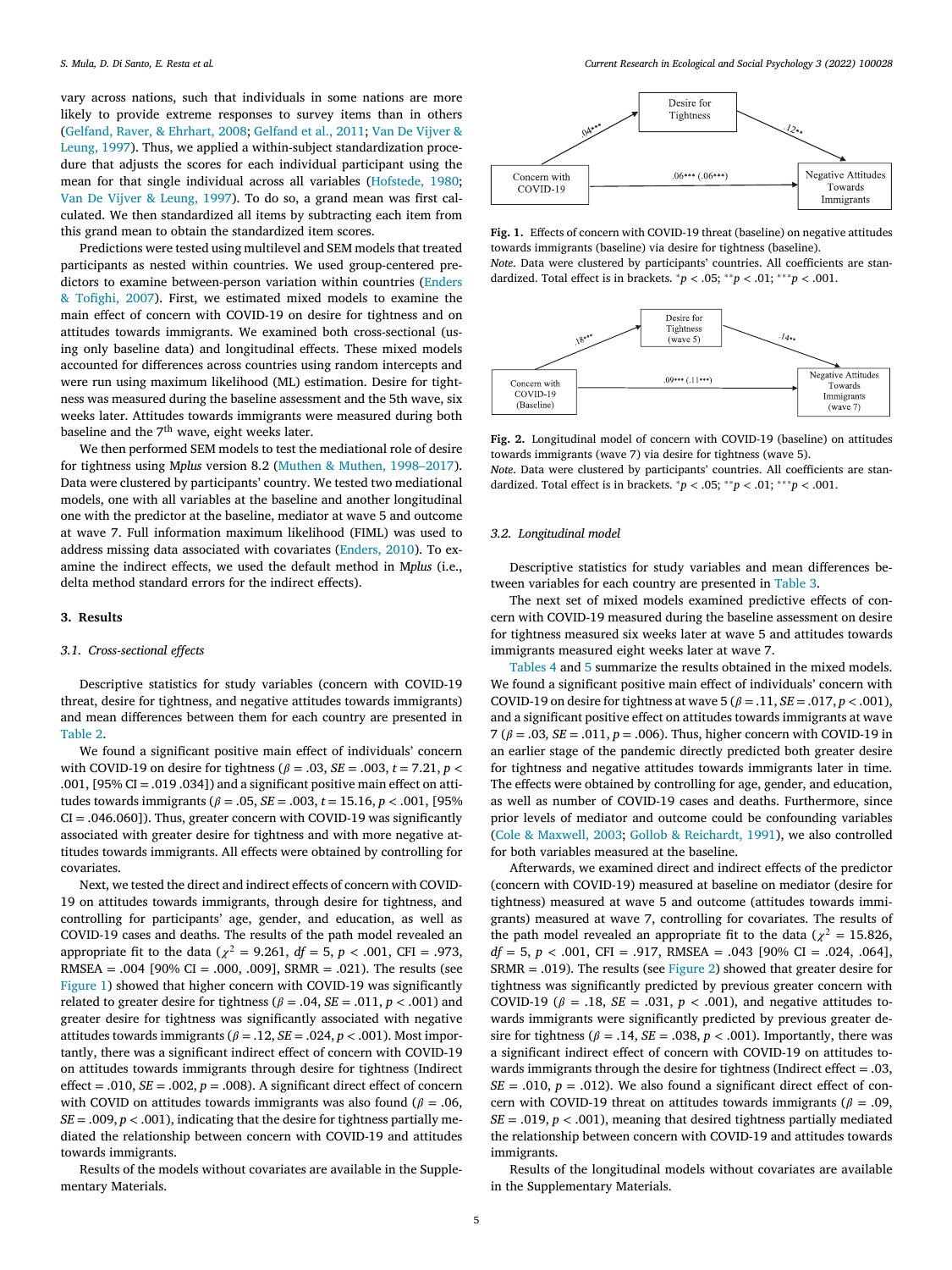vary across nations, such that individuals in some nations are more likely to provide extreme responses to survey items than in others (Gelfand, Raver, & Ehrhart, 2008; Gelfand et al., 2011; Van De Vijver & Leung, 1997). Thus, we applied a within-subject standardization procedure that adjusts the scores for each individual participant using the mean for that single individual across all variables (Hofstede, 1980; Van De Vijver & Leung, 1997). To do so, a grand mean was first calculated. We then standardized all items by subtracting each item from this grand mean to obtain the standardized item scores.

Predictions were tested using multilevel and SEM models that treated participants as nested within countries. We used group-centered predictors to examine between-person variation within countries (Enders & Tofighi, 2007). First, we estimated mixed models to examine the main effect of concern with COVID-19 on desire for tightness and on attitudes towards immigrants. We examined both cross-sectional (using only baseline data) and longitudinal effects. These mixed models accounted for differences across countries using random intercepts and were run using maximum likelihood (ML) estimation. Desire for tightness was measured during the baseline assessment and the 5th wave, six weeks later. Attitudes towards immigrants were measured during both baseline and the 7th wave, eight weeks later.

We then performed SEM models to test the mediational role of desire for tightness using M*plus* version 8.2 (Muthen & Muthen, 1998–2017). Data were clustered by participants' country. We tested two mediational models, one with all variables at the baseline and another longitudinal one with the predictor at the baseline, mediator at wave 5 and outcome at wave 7. Full information maximum likelihood (FIML) was used to address missing data associated with covariates (Enders, 2010). To examine the indirect effects, we used the default method in M*plus* (i.e., delta method standard errors for the indirect effects).

## 3. Results

### 3.1. Cross-sectional effects

Descriptive statistics for study variables (concern with COVID-19 threat, desire for tightness, and negative attitudes towards immigrants) and mean differences between them for each country are presented in Table 2.

We found a significant positive main effect of individuals' concern with COVID-19 on desire for tightness ($\beta = .03$, $SE = .003$, $t = 7.21$, $p < .001$, [95% CI = .019 .034]) and a significant positive main effect on attitudes towards immigrants ($\beta = .05$, $SE = .003$, $t = 15.16$, $p < .001$, [95% CI = .046.060]). Thus, greater concern with COVID-19 was significantly associated with greater desire for tightness and with more negative attitudes towards immigrants. All effects were obtained by controlling for covariates.

Next, we tested the direct and indirect effects of concern with COVID-19 on attitudes towards immigrants, through desire for tightness, and controlling for participants' age, gender, and education, as well as COVID-19 cases and deaths. The results of the path model revealed an appropriate fit to the data ($\chi^2 = 9.261$, $df = 5$, $p < .001$, CFI = .973, RMSEA = .004 [90% CI = .000, .009], SRMR = .021). The results (see Figure 1) showed that higher concern with COVID-19 was significantly related to greater desire for tightness ($\beta = .04$, $SE = .011$, $p < .001$) and greater desire for tightness was significantly associated with negative attitudes towards immigrants ($\beta = .12$, $SE = .024$, $p < .001$). Most importantly, there was a significant indirect effect of concern with COVID-19 on attitudes towards immigrants through desire for tightness (Indirect effect = .010, $SE = .002$, $p = .008$). A significant direct effect of concern with COVID on attitudes towards immigrants was also found ($\beta = .06$, $SE = .009$, $p < .001$), indicating that the desire for tightness partially mediated the relationship between concern with COVID-19 and attitudes towards immigrants.

Results of the models without covariates are available in the Supplementary Materials.

| | | |
|---|---|---|
| | Desire for Tightness | |
| .04*** ↗ | | ↘ .12** |
| Concern with COVID-19 | → .06*** (.06***) → | Negative Attitudes Towards Immigrants |

**Fig. 1.** Effects of concern with COVID-19 threat (baseline) on negative attitudes towards immigrants (baseline) via desire for tightness (baseline).
*Note.* Data were clustered by participants' countries. All coefficients are standardized. Total effect is in brackets. *$p < .05$; **$p < .01$; ***$p < .001$.

| | | |
|---|---|---|
| | Desire for Tightness (wave 5) | |
| .18*** ↗ | | ↘ .14** |
| Concern with COVID-19 (Baseline) | → .09*** (.11***) → | Negative Attitudes Towards Immigrants (wave 7) |

**Fig. 2.** Longitudinal model of concern with COVID-19 (baseline) on attitudes towards immigrants (wave 7) via desire for tightness (wave 5).
*Note.* Data were clustered by participants' countries. All coefficients are standardized. Total effect is in brackets. *$p < .05$; **$p < .01$; ***$p < .001$.

### 3.2. Longitudinal model

Descriptive statistics for study variables and mean differences between variables for each country are presented in Table 3.

The next set of mixed models examined predictive effects of concern with COVID-19 measured during the baseline assessment on desire for tightness measured six weeks later at wave 5 and attitudes towards immigrants measured eight weeks later at wave 7.

Tables 4 and 5 summarize the results obtained in the mixed models. We found a significant positive main effect of individuals' concern with COVID-19 on desire for tightness at wave 5 ($\beta = .11$, $SE = .017$, $p < .001$), and a significant positive effect on attitudes towards immigrants at wave 7 ($\beta = .03$, $SE = .011$, $p = .006$). Thus, higher concern with COVID-19 in an earlier stage of the pandemic directly predicted both greater desire for tightness and negative attitudes towards immigrants later in time. The effects were obtained by controlling for age, gender, and education, as well as number of COVID-19 cases and deaths. Furthermore, since prior levels of mediator and outcome could be confounding variables (Cole & Maxwell, 2003; Gollob & Reichardt, 1991), we also controlled for both variables measured at the baseline.

Afterwards, we examined direct and indirect effects of the predictor (concern with COVID-19) measured at baseline on mediator (desire for tightness) measured at wave 5 and outcome (attitudes towards immigrants) measured at wave 7, controlling for covariates. The results of the path model revealed an appropriate fit to the data ($\chi^2 = 15.826$, $df = 5$, $p < .001$, CFI = .917, RMSEA = .043 [90% CI = .024, .064], SRMR = .019). The results (see Figure 2) showed that greater desire for tightness was significantly predicted by previous greater concern with COVID-19 ($\beta = .18$, $SE = .031$, $p < .001$), and negative attitudes towards immigrants were significantly predicted by previous greater desire for tightness ($\beta = .14$, $SE = .038$, $p < .001$). Importantly, there was a significant indirect effect of concern with COVID-19 on attitudes towards immigrants through the desire for tightness (Indirect effect = .03, $SE = .010$, $p = .012$). We also found a significant direct effect of concern with COVID-19 threat on attitudes towards immigrants ($\beta = .09$, $SE = .019$, $p < .001$), meaning that desired tightness partially mediated the relationship between concern with COVID-19 and attitudes towards immigrants.

Results of the longitudinal models without covariates are available in the Supplementary Materials.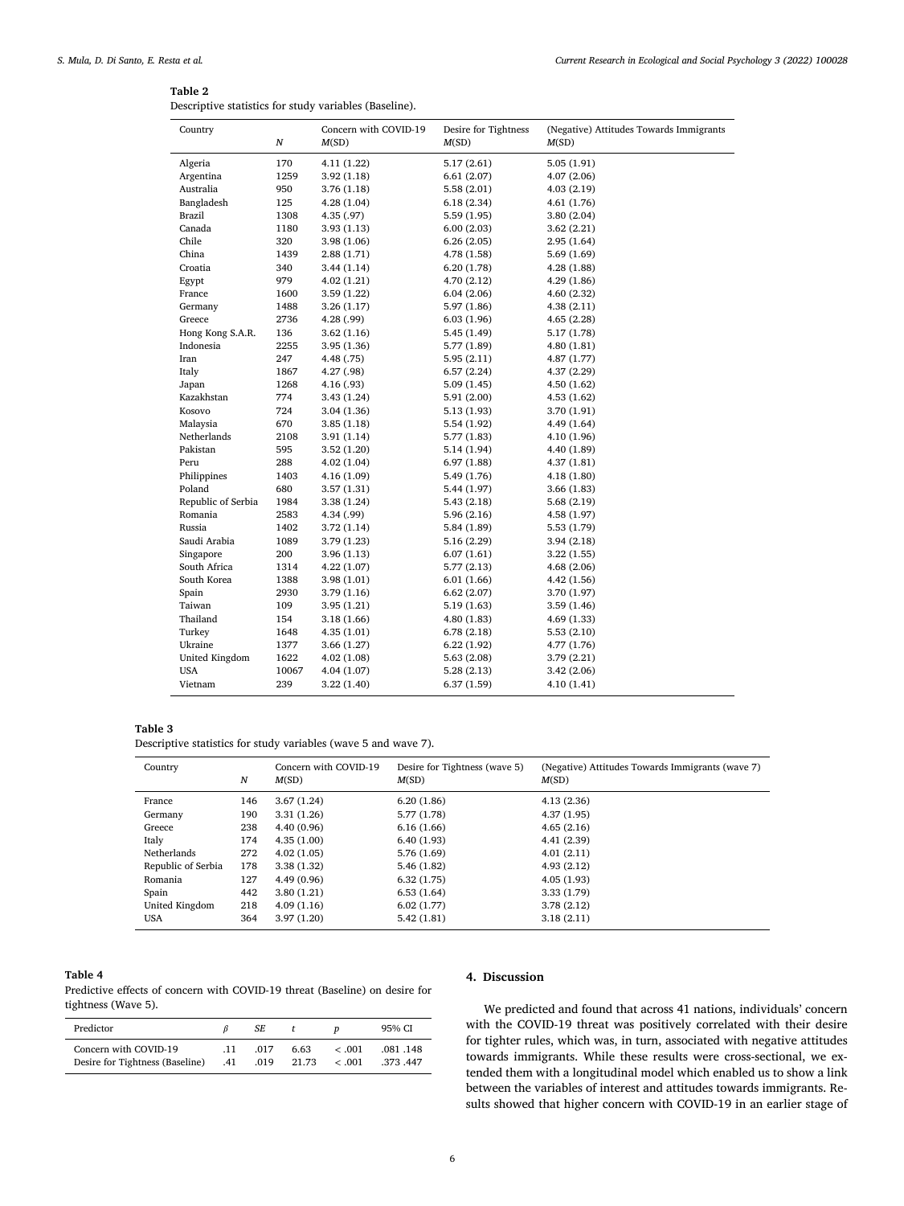**Table 2**
Descriptive statistics for study variables (Baseline).

| Country | *N* | Concern with COVID-19 *M*(SD) | Desire for Tightness *M*(SD) | (Negative) Attitudes Towards Immigrants *M*(SD) |
|---|---|---|---|---|
| Algeria | 170 | 4.11 (1.22) | 5.17 (2.61) | 5.05 (1.91) |
| Argentina | 1259 | 3.92 (1.18) | 6.61 (2.07) | 4.07 (2.06) |
| Australia | 950 | 3.76 (1.18) | 5.58 (2.01) | 4.03 (2.19) |
| Bangladesh | 125 | 4.28 (1.04) | 6.18 (2.34) | 4.61 (1.76) |
| Brazil | 1308 | 4.35 (.97) | 5.59 (1.95) | 3.80 (2.04) |
| Canada | 1180 | 3.93 (1.13) | 6.00 (2.03) | 3.62 (2.21) |
| Chile | 320 | 3.98 (1.06) | 6.26 (2.05) | 2.95 (1.64) |
| China | 1439 | 2.88 (1.71) | 4.78 (1.58) | 5.69 (1.69) |
| Croatia | 340 | 3.44 (1.14) | 6.20 (1.78) | 4.28 (1.88) |
| Egypt | 979 | 4.02 (1.21) | 4.70 (2.12) | 4.29 (1.86) |
| France | 1600 | 3.59 (1.22) | 6.04 (2.06) | 4.60 (2.32) |
| Germany | 1488 | 3.26 (1.17) | 5.97 (1.86) | 4.38 (2.11) |
| Greece | 2736 | 4.28 (.99) | 6.03 (1.96) | 4.65 (2.28) |
| Hong Kong S.A.R. | 136 | 3.62 (1.16) | 5.45 (1.49) | 5.17 (1.78) |
| Indonesia | 2255 | 3.95 (1.36) | 5.77 (1.89) | 4.80 (1.81) |
| Iran | 247 | 4.48 (.75) | 5.95 (2.11) | 4.87 (1.77) |
| Italy | 1867 | 4.27 (.98) | 6.57 (2.24) | 4.37 (2.29) |
| Japan | 1268 | 4.16 (.93) | 5.09 (1.45) | 4.50 (1.62) |
| Kazakhstan | 774 | 3.43 (1.24) | 5.91 (2.00) | 4.53 (1.62) |
| Kosovo | 724 | 3.04 (1.36) | 5.13 (1.93) | 3.70 (1.91) |
| Malaysia | 670 | 3.85 (1.18) | 5.54 (1.92) | 4.49 (1.64) |
| Netherlands | 2108 | 3.91 (1.14) | 5.77 (1.83) | 4.10 (1.96) |
| Pakistan | 595 | 3.52 (1.20) | 5.14 (1.94) | 4.40 (1.89) |
| Peru | 288 | 4.02 (1.04) | 6.97 (1.88) | 4.37 (1.81) |
| Philippines | 1403 | 4.16 (1.09) | 5.49 (1.76) | 4.18 (1.80) |
| Poland | 680 | 3.57 (1.31) | 5.44 (1.97) | 3.66 (1.83) |
| Republic of Serbia | 1984 | 3.38 (1.24) | 5.43 (2.18) | 5.68 (2.19) |
| Romania | 2583 | 4.34 (.99) | 5.96 (2.16) | 4.58 (1.97) |
| Russia | 1402 | 3.72 (1.14) | 5.84 (1.89) | 5.53 (1.79) |
| Saudi Arabia | 1089 | 3.79 (1.23) | 5.16 (2.29) | 3.94 (2.18) |
| Singapore | 200 | 3.96 (1.13) | 6.07 (1.61) | 3.22 (1.55) |
| South Africa | 1314 | 4.22 (1.07) | 5.77 (2.13) | 4.68 (2.06) |
| South Korea | 1388 | 3.98 (1.01) | 6.01 (1.66) | 4.42 (1.56) |
| Spain | 2930 | 3.79 (1.16) | 6.62 (2.07) | 3.70 (1.97) |
| Taiwan | 109 | 3.95 (1.21) | 5.19 (1.63) | 3.59 (1.46) |
| Thailand | 154 | 3.18 (1.66) | 4.80 (1.83) | 4.69 (1.33) |
| Turkey | 1648 | 4.35 (1.01) | 6.78 (2.18) | 5.53 (2.10) |
| Ukraine | 1377 | 3.66 (1.27) | 6.22 (1.92) | 4.77 (1.76) |
| United Kingdom | 1622 | 4.02 (1.08) | 5.63 (2.08) | 3.79 (2.21) |
| USA | 10067 | 4.04 (1.07) | 5.28 (2.13) | 3.42 (2.06) |
| Vietnam | 239 | 3.22 (1.40) | 6.37 (1.59) | 4.10 (1.41) |

**Table 3**
Descriptive statistics for study variables (wave 5 and wave 7).

| Country | *N* | Concern with COVID-19 *M*(SD) | Desire for Tightness (wave 5) *M*(SD) | (Negative) Attitudes Towards Immigrants (wave 7) *M*(SD) |
|---|---|---|---|---|
| France | 146 | 3.67 (1.24) | 6.20 (1.86) | 4.13 (2.36) |
| Germany | 190 | 3.31 (1.26) | 5.77 (1.78) | 4.37 (1.95) |
| Greece | 238 | 4.40 (0.96) | 6.16 (1.66) | 4.65 (2.16) |
| Italy | 174 | 4.35 (1.00) | 6.40 (1.93) | 4.41 (2.39) |
| Netherlands | 272 | 4.02 (1.05) | 5.76 (1.69) | 4.01 (2.11) |
| Republic of Serbia | 178 | 3.38 (1.32) | 5.46 (1.82) | 4.93 (2.12) |
| Romania | 127 | 4.49 (0.96) | 6.32 (1.75) | 4.05 (1.93) |
| Spain | 442 | 3.80 (1.21) | 6.53 (1.64) | 3.33 (1.79) |
| United Kingdom | 218 | 4.09 (1.16) | 6.02 (1.77) | 3.78 (2.12) |
| USA | 364 | 3.97 (1.20) | 5.42 (1.81) | 3.18 (2.11) |

**Table 4**
Predictive effects of concern with COVID-19 threat (Baseline) on desire for tightness (Wave 5).

| Predictor | $\beta$ | *SE* | *t* | *p* | 95% CI |
|---|---|---|---|---|---|
| Concern with COVID-19 | .11 | .017 | 6.63 | < .001 | .081 .148 |
| Desire for Tightness (Baseline) | .41 | .019 | 21.73 | < .001 | .373 .447 |

## 4. Discussion

We predicted and found that across 41 nations, individuals' concern with the COVID-19 threat was positively correlated with their desire for tighter rules, which was, in turn, associated with negative attitudes towards immigrants. While these results were cross-sectional, we extended them with a longitudinal model which enabled us to show a link between the variables of interest and attitudes towards immigrants. Results showed that higher concern with COVID-19 in an earlier stage of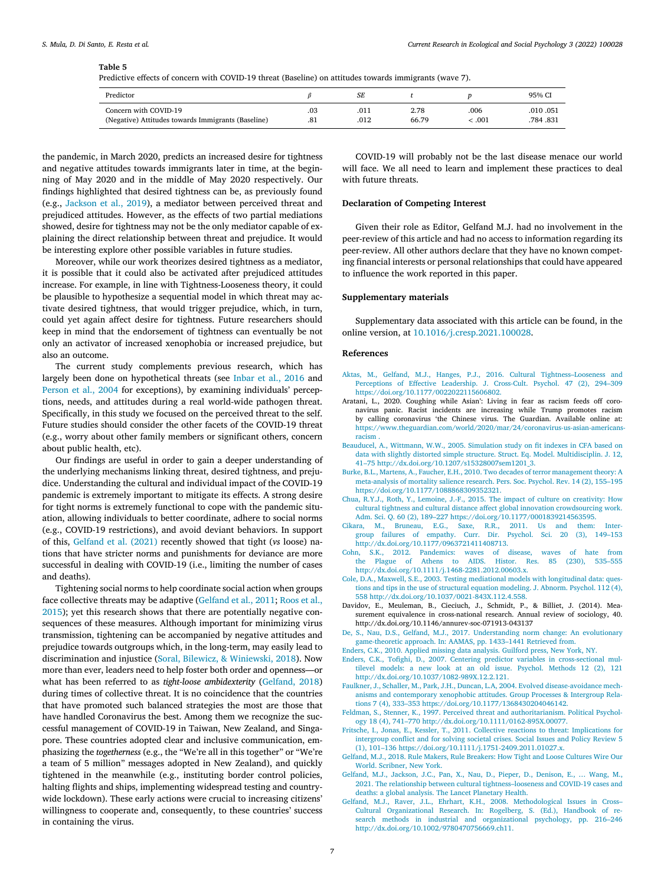**Table 5**
Predictive effects of concern with COVID-19 threat (Baseline) on attitudes towards immigrants (wave 7).

| Predictor | $\beta$ | *SE* | *t* | *p* | 95% CI |
|---|---|---|---|---|---|
| Concern with COVID-19 | .03 | .011 | 2.78 | .006 | .010 .051 |
| (Negative) Attitudes towards Immigrants (Baseline) | .81 | .012 | 66.79 | < .001 | .784 .831 |

the pandemic, in March 2020, predicts an increased desire for tightness and negative attitudes towards immigrants later in time, at the beginning of May 2020 and in the middle of May 2020 respectively. Our findings highlighted that desired tightness can be, as previously found (e.g., Jackson et al., 2019), a mediator between perceived threat and prejudiced attitudes. However, as the effects of two partial mediations showed, desire for tightness may not be the only mediator capable of explaining the direct relationship between threat and prejudice. It would be interesting explore other possible variables in future studies.

Moreover, while our work theorizes desired tightness as a mediator, it is possible that it could also be activated after prejudiced attitudes increase. For example, in line with Tightness-Looseness theory, it could be plausible to hypothesize a sequential model in which threat may activate desired tightness, that would trigger prejudice, which, in turn, could yet again affect desire for tightness. Future researchers should keep in mind that the endorsement of tightness can eventually be not only an activator of increased xenophobia or increased prejudice, but also an outcome.

The current study complements previous research, which has largely been done on hypothetical threats (see Inbar et al., 2016 and Person et al., 2004 for exceptions), by examining individuals' perceptions, needs, and attitudes during a real world-wide pathogen threat. Specifically, in this study we focused on the perceived threat to the self. Future studies should consider the other facets of the COVID-19 threat (e.g., worry about other family members or significant others, concern about public health, etc).

Our findings are useful in order to gain a deeper understanding of the underlying mechanisms linking threat, desired tightness, and prejudice. Understanding the cultural and individual impact of the COVID-19 pandemic is extremely important to mitigate its effects. A strong desire for tight norms is extremely functional to cope with the pandemic situation, allowing individuals to better coordinate, adhere to social norms (e.g., COVID-19 restrictions), and avoid deviant behaviors. In support of this, Gelfand et al. (2021) recently showed that tight (*vs* loose) nations that have stricter norms and punishments for deviance are more successful in dealing with COVID-19 (i.e., limiting the number of cases and deaths).

Tightening social norms to help coordinate social action when groups face collective threats may be adaptive (Gelfand et al., 2011; Roos et al., 2015); yet this research shows that there are potentially negative consequences of these measures. Although important for minimizing virus transmission, tightening can be accompanied by negative attitudes and prejudice towards outgroups which, in the long-term, may easily lead to discrimination and injustice (Soral, Bilewicz, & Winiewski, 2018). Now more than ever, leaders need to help foster both order and openness—or what has been referred to as *tight-loose ambidexterity* (Gelfand, 2018) during times of collective threat. It is no coincidence that the countries that have promoted such balanced strategies the most are those that have handled Coronavirus the best. Among them we recognize the successful management of COVID-19 in Taiwan, New Zealand, and Singapore. These countries adopted clear and inclusive communication, emphasizing the *togetherness* (e.g., the "We're all in this together" or "We're a team of 5 million" messages adopted in New Zealand), and quickly tightened in the meanwhile (e.g., instituting border control policies, halting flights and ships, implementing widespread testing and countrywide lockdown). These early actions were crucial to increasing citizens' willingness to cooperate and, consequently, to these countries' success in containing the virus.

COVID-19 will probably not be the last disease menace our world will face. We all need to learn and implement these practices to deal with future threats.

## Declaration of Competing Interest

Given their role as Editor, Gelfand M.J. had no involvement in the peer-review of this article and had no access to information regarding its peer-review. All other authors declare that they have no known competing financial interests or personal relationships that could have appeared to influence the work reported in this paper.

## Supplementary materials

Supplementary data associated with this article can be found, in the online version, at 10.1016/j.cresp.2021.100028.

## References

Aktas, M., Gelfand, M.J., Hanges, P.J., 2016. Cultural Tightness–Looseness and Perceptions of Effective Leadership. J. Cross-Cult. Psychol. 47 (2), 294–309 https://doi.org/10.1177/0022022115606802.

Aratani, L., 2020. Coughing while Asian': Living in fear as racism feeds off coronavirus panic. Racist incidents are increasing while Trump promotes racism by calling coronavirus 'the Chinese virus. The Guardian. Available online at: https://www.theguardian.com/world/2020/mar/24/coronavirus-us-asian-americans-racism .

Beauducel, A., Wittmann, W.W., 2005. Simulation study on fit indexes in CFA based on data with slightly distorted simple structure. Struct. Eq. Model. Multidisciplin. J. 12, 41–75 http://dx.doi.org/10.1207/s15328007sem1201_3.

Burke, B.L., Martens, A., Faucher, E.H., 2010. Two decades of terror management theory: A meta-analysis of mortality salience research. Pers. Soc. Psychol. Rev. 14 (2), 155–195 https://doi.org/10.1177/1088868309352321.

Chua, R.Y.J., Roth, Y., Lemoine, J.-F., 2015. The impact of culture on creativity: How cultural tightness and cultural distance affect global innovation crowdsourcing work. Adm. Sci. Q. 60 (2), 189–227 https://doi.org/10.1177/0001839214563595.

Cikara, M., Bruneau, E.G., Saxe, R.R., 2011. Us and them: Intergroup failures of empathy. Curr. Dir. Psychol. Sci. 20 (3), 149–153 http://dx.doi.org/10.1177/0963721411408713.

Cohn, S.K., 2012. Pandemics: waves of disease, waves of hate from the Plague of Athens to AIDS. Histor. Res. 85 (230), 535–555 http://dx.doi.org/10.1111/j.1468-2281.2012.00603.x.

Cole, D.A., Maxwell, S.E., 2003. Testing mediational models with longitudinal data: questions and tips in the use of structural equation modeling. J. Abnorm. Psychol. 112 (4), 558 http://dx.doi.org/10.1037/0021-843X.112.4.558.

Davidov, E., Meuleman, B., Cieciuch, J., Schmidt, P., & Billiet, J. (2014). Measurement equivalence in cross-national research. Annual review of sociology, 40. http://dx.doi.org/10.1146/annurev-soc-071913-043137

De, S., Nau, D.S., Gelfand, M.J., 2017. Understanding norm change: An evolutionary game-theoretic approach. In: AAMAS, pp. 1433–1441 Retrieved from.

Enders, C.K., 2010. Applied missing data analysis. Guilford press, New York, NY.

Enders, C.K., Tofighi, D., 2007. Centering predictor variables in cross-sectional multilevel models: a new look at an old issue. Psychol. Methods 12 (2), 121 http://dx.doi.org/10.1037/1082-989X.12.2.121.

Faulkner, J., Schaller, M., Park, J.H., Duncan, L.A, 2004. Evolved disease-avoidance mechanisms and contemporary xenophobic attitudes. Group Processes & Intergroup Relations 7 (4), 333–353 https://doi.org/10.1177/1368430204046142.

Feldman, S., Stenner, K., 1997. Perceived threat and authoritarianism. Political Psychology 18 (4), 741–770 http://dx.doi.org/10.1111/0162-895X.00077.

Fritsche, I., Jonas, E., Kessler, T., 2011. Collective reactions to threat: Implications for intergroup conflict and for solving societal crises. Social Issues and Policy Review 5 (1), 101–136 https://doi.org/10.1111/j.1751-2409.2011.01027.x.

Gelfand, M.J., 2018. Rule Makers, Rule Breakers: How Tight and Loose Cultures Wire Our World. Scribner, New York.

Gelfand, M.J., Jackson, J.C., Pan, X., Nau, D., Pieper, D., Denison, E., … Wang, M., 2021. The relationship between cultural tightness–looseness and COVID-19 cases and deaths: a global analysis. The Lancet Planetary Health.

Gelfand, M.J., Raver, J.L., Ehrhart, K.H., 2008. Methodological Issues in Cross–Cultural Organizational Research. In: Rogelberg, S. (Ed.), Handbook of research methods in industrial and organizational psychology, pp. 216–246 http://dx.doi.org/10.1002/9780470756669.ch11.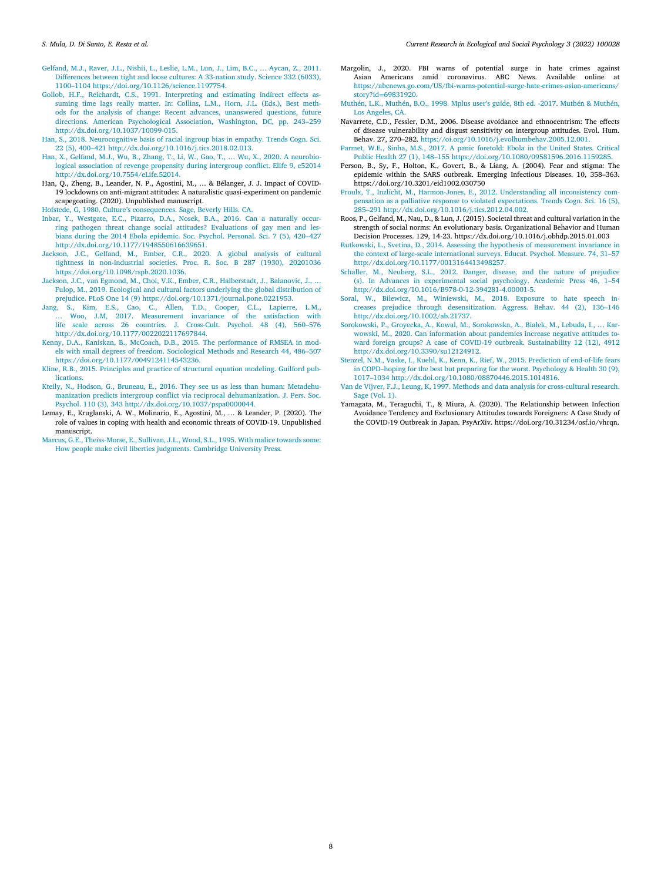Gelfand, M.J., Raver, J.L., Nishii, L., Leslie, L.M., Lun, J., Lim, B.C., … Aycan, Z., 2011. Differences between tight and loose cultures: A 33-nation study. Science 332 (6033), 1100–1104 https://doi.org/10.1126/science.1197754.

Gollob, H.F., Reichardt, C.S., 1991. Interpreting and estimating indirect effects assuming time lags really matter. In: Collins, L.M., Horn, J.L. (Eds.), Best methods for the analysis of change: Recent advances, unanswered questions, future directions. American Psychological Association, Washington, DC, pp. 243–259 http://dx.doi.org/10.1037/10099-015.

Han, S., 2018. Neurocognitive basis of racial ingroup bias in empathy. Trends Cogn. Sci. 22 (5), 400–421 http://dx.doi.org/10.1016/j.tics.2018.02.013.

Han, X., Gelfand, M.J., Wu, B., Zhang, T., Li, W., Gao, T., … Wu, X., 2020. A neurobiological association of revenge propensity during intergroup conflict. Elife 9, e52014 http://dx.doi.org/10.7554/eLife.52014.

Han, Q., Zheng, B., Leander, N. P., Agostini, M., … & Bélanger, J. J. Impact of COVID-19 lockdowns on anti-migrant attitudes: A naturalistic quasi-experiment on pandemic scapegoating. (2020). Unpublished manuscript.

Hofstede, G, 1980. Culture's consequences. Sage, Beverly Hills. CA.

Inbar, Y., Westgate, E.C., Pizarro, D.A., Nosek, B.A., 2016. Can a naturally occurring pathogen threat change social attitudes? Evaluations of gay men and lesbians during the 2014 Ebola epidemic. Soc. Psychol. Personal. Sci. 7 (5), 420–427 http://dx.doi.org/10.1177/1948550616639651.

Jackson, J.C., Gelfand, M., Ember, C.R., 2020. A global analysis of cultural tightness in non-industrial societies. Proc. R. Soc. B 287 (1930), 20201036 https://doi.org/10.1098/rspb.2020.1036.

Jackson, J.C., van Egmond, M., Choi, V.K., Ember, C.R., Halberstadt, J., Balanovic, J., … Fulop, M., 2019. Ecological and cultural factors underlying the global distribution of prejudice. PLoS One 14 (9) https://doi.org/10.1371/journal.pone.0221953.

Jang, S., Kim, E.S., Cao, C., Allen, T.D., Cooper, C.L., Lapierre, L.M., … Woo, J.M, 2017. Measurement invariance of the satisfaction with life scale across 26 countries. J. Cross-Cult. Psychol. 48 (4), 560–576 http://dx.doi.org/10.1177/0022022117697844.

Kenny, D.A., Kaniskan, B., McCoach, D.B., 2015. The performance of RMSEA in models with small degrees of freedom. Sociological Methods and Research 44, 486–507 https://doi.org/10.1177/0049124114543236.

Kline, R.B., 2015. Principles and practice of structural equation modeling. Guilford publications.

Kteily, N., Hodson, G., Bruneau, E., 2016. They see us as less than human: Metadehumanization predicts intergroup conflict via reciprocal dehumanization. J. Pers. Soc. Psychol. 110 (3), 343 http://dx.doi.org/10.1037/pspa0000044.

Lemay, E., Kruglanski, A. W., Molinario, E., Agostini, M., … & Leander, P. (2020). The role of values in coping with health and economic threats of COVID-19. Unpublished manuscript.

Marcus, G.E., Theiss-Morse, E., Sullivan, J.L., Wood, S.L., 1995. With malice towards some: How people make civil liberties judgments. Cambridge University Press.

Margolin, J., 2020. FBI warns of potential surge in hate crimes against Asian Americans amid coronavirus. ABC News. Available online at https://abcnews.go.com/US/fbi-warns-potential-surge-hate-crimes-asian-americans/story?id=69831920.

Muthén, L.K., Muthén, B.O., 1998. Mplus user's guide, 8th ed. -2017. Muthén & Muthén, Los Angeles, CA.

Navarrete, C.D., Fessler, D.M., 2006. Disease avoidance and ethnocentrism: The effects of disease vulnerability and disgust sensitivity on intergroup attitudes. Evol. Hum. Behav. 27, 270–282. https://oi.org/10.1016/j.evolhumbehav.2005.12.001.

Parmet, W.E., Sinha, M.S., 2017. A panic foretold: Ebola in the United States. Critical Public Health 27 (1), 148–155 https://doi.org/10.1080/09581596.2016.1159285.

Person, B., Sy, F., Holton, K., Govert, B., & Liang, A. (2004). Fear and stigma: The epidemic within the SARS outbreak. Emerging Infectious Diseases. 10, 358–363. https://doi.org/10.3201/eid1002.030750

Proulx, T., Inzlicht, M., Harmon-Jones, E., 2012. Understanding all inconsistency compensation as a palliative response to violated expectations. Trends Cogn. Sci. 16 (5), 285–291 http://dx.doi.org/10.1016/j.tics.2012.04.002.

Roos, P., Gelfand, M., Nau, D., & Lun, J. (2015). Societal threat and cultural variation in the strength of social norms: An evolutionary basis. Organizational Behavior and Human Decision Processes. 129, 14-23. https://dx.doi.org/10.1016/j.obhdp.2015.01.003

Rutkowski, L., Svetina, D., 2014. Assessing the hypothesis of measurement invariance in the context of large-scale international surveys. Educat. Psychol. Measure. 74, 31–57 http://dx.doi.org/10.1177/0013164413498257.

Schaller, M., Neuberg, S.L., 2012. Danger, disease, and the nature of prejudice (s). In Advances in experimental social psychology. Academic Press 46, 1–54 http://dx.doi.org/10.1016/B978-0-12-394281-4.00001-5.

Soral, W., Bilewicz, M., Winiewski, M., 2018. Exposure to hate speech increases prejudice through desensitization. Aggress. Behav. 44 (2), 136–146 http://dx.doi.org/10.1002/ab.21737.

Sorokowski, P., Groyecka, A., Kowal, M., Sorokowska, A., Białek, M., Lebuda, I., … Karwowski, M., 2020. Can information about pandemics increase negative attitudes toward foreign groups? A case of COVID-19 outbreak. Sustainability 12 (12), 4912 http://dx.doi.org/10.3390/su12124912.

Stenzel, N.M., Vaske, I., Kuehl, K., Kenn, K., Rief, W., 2015. Prediction of end-of-life fears in COPD–hoping for the best but preparing for the worst. Psychology & Health 30 (9), 1017–1034 http://dx.doi.org/10.1080/08870446.2015.1014816.

Van de Vijver, F.J., Leung, K, 1997. Methods and data analysis for cross-cultural research. Sage (Vol. 1).

Yamagata, M., Teraguchi, T., & Miura, A. (2020). The Relationship between Infection Avoidance Tendency and Exclusionary Attitudes towards Foreigners: A Case Study of the COVID-19 Outbreak in Japan. PsyArXiv. https://doi.org/10.31234/osf.io/vhrqn.